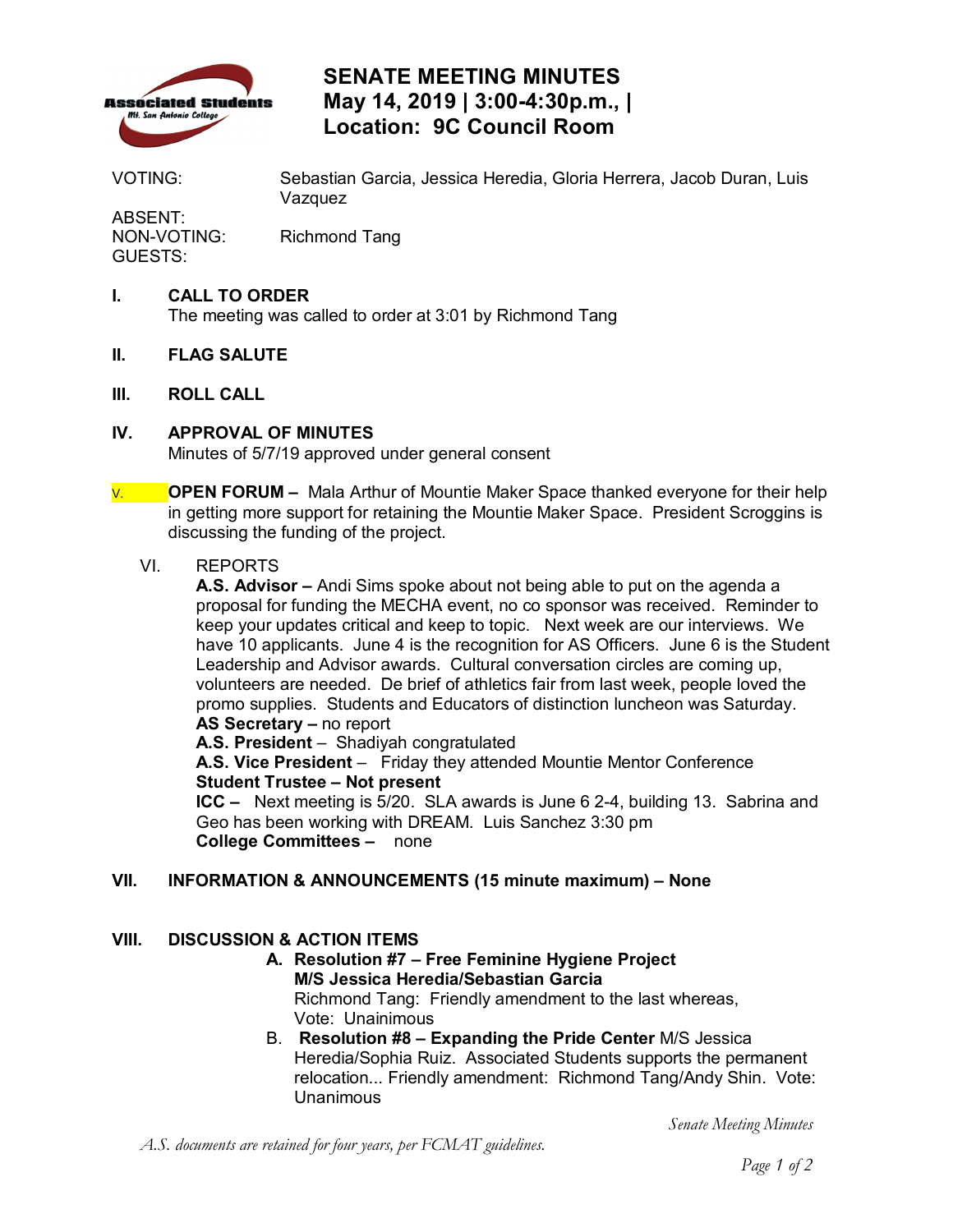# SENATE MEETING MINUTES

## May 14, 2019 | 3:00-4:30p.m., |
## Location: 9C Council Room

VOTING: Sebastian Garcia, Jessica Heredia, Gloria Herrera, Jacob Duran, Luis Vazquez

ABSENT:

NON-VOTING: Richmond Tang

GUESTS:

**I. CALL TO ORDER**

The meeting was called to order at 3:01 by Richmond Tang

**II. FLAG SALUTE**

**III. ROLL CALL**

**IV. APPROVAL OF MINUTES**

Minutes of 5/7/19 approved under general consent

**V. OPEN FORUM –** Mala Arthur of Mountie Maker Space thanked everyone for their help in getting more support for retaining the Mountie Maker Space. President Scroggins is discussing the funding of the project.

VI. REPORTS

**A.S. Advisor –** Andi Sims spoke about not being able to put on the agenda a proposal for funding the MECHA event, no co sponsor was received. Reminder to keep your updates critical and keep to topic. Next week are our interviews. We have 10 applicants. June 4 is the recognition for AS Officers. June 6 is the Student Leadership and Advisor awards. Cultural conversation circles are coming up, volunteers are needed. De brief of athletics fair from last week, people loved the promo supplies. Students and Educators of distinction luncheon was Saturday.

**AS Secretary –** no report

**A.S. President** – Shadiyah congratulated

**A.S. Vice President** – Friday they attended Mountie Mentor Conference

**Student Trustee – Not present**

**ICC –** Next meeting is 5/20. SLA awards is June 6 2-4, building 13. Sabrina and Geo has been working with DREAM. Luis Sanchez 3:30 pm

**College Committees –** none

**VII. INFORMATION & ANNOUNCEMENTS (15 minute maximum) – None**

**VIII. DISCUSSION & ACTION ITEMS**

A. **Resolution #7 – Free Feminine Hygiene Project**
**M/S Jessica Heredia/Sebastian Garcia**
Richmond Tang: Friendly amendment to the last whereas,
Vote: Unainimous

B. **Resolution #8 – Expanding the Pride Center** M/S Jessica Heredia/Sophia Ruiz. Associated Students supports the permanent relocation... Friendly amendment: Richmond Tang/Andy Shin. Vote: Unanimous

*A.S. documents are retained for four years, per FCMAT guidelines.*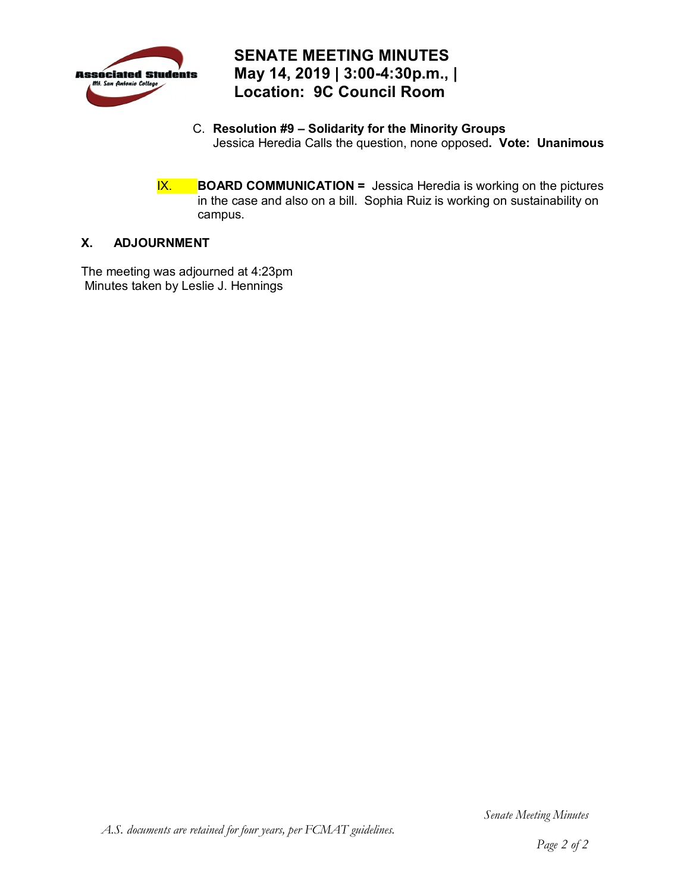C. **Resolution #9 – Solidarity for the Minority Groups**
Jessica Heredia Calls the question, none opposed**. Vote: Unanimous**

IX. **BOARD COMMUNICATION =** Jessica Heredia is working on the pictures in the case and also on a bill. Sophia Ruiz is working on sustainability on campus.

## X. ADJOURNMENT

The meeting was adjourned at 4:23pm
Minutes taken by Leslie J. Hennings

*A.S. documents are retained for four years, per FCMAT guidelines.*